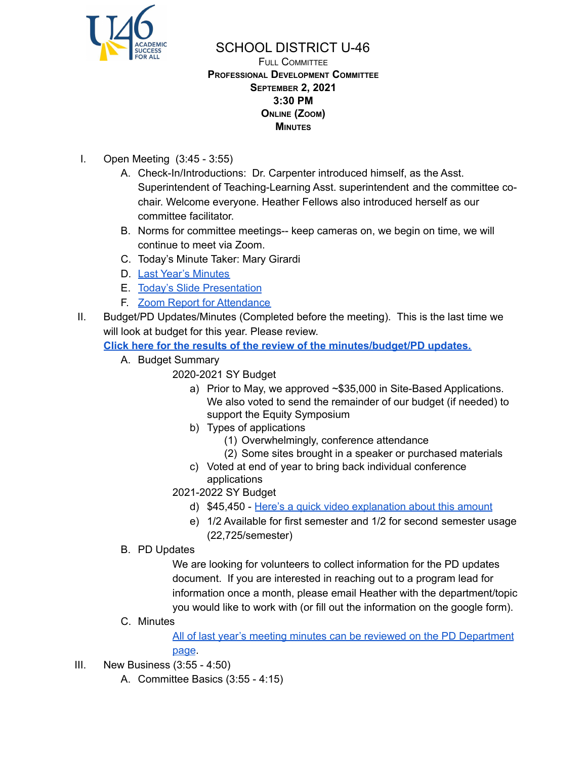# SCHOOL DISTRICT U-46

**FULL COMMITTEE**
**PROFESSIONAL DEVELOPMENT COMMITTEE**
**SEPTEMBER 2, 2021**
**3:30 PM**
**ONLINE (ZOOM)**
**MINUTES**

I. Open Meeting (3:45 - 3:55)
   A. Check-In/Introductions: Dr. Carpenter introduced himself, as the Asst. Superintendent of Teaching-Learning Asst. superintendent and the committee co-chair. Welcome everyone. Heather Fellows also introduced herself as our committee facilitator.
   B. Norms for committee meetings-- keep cameras on, we begin on time, we will continue to meet via Zoom.
   C. Today's Minute Taker: Mary Girardi
   D. Last Year's Minutes
   E. Today's Slide Presentation
   F. Zoom Report for Attendance

II. Budget/PD Updates/Minutes (Completed before the meeting). This is the last time we will look at budget for this year. Please review.
   **Click here for the results of the review of the minutes/budget/PD updates.**
   A. Budget Summary
      2020-2021 SY Budget
      a) Prior to May, we approved ~$35,000 in Site-Based Applications. We also voted to send the remainder of our budget (if needed) to support the Equity Symposium
      b) Types of applications
         (1) Overwhelmingly, conference attendance
         (2) Some sites brought in a speaker or purchased materials
      c) Voted at end of year to bring back individual conference applications
      2021-2022 SY Budget
      d) $45,450 - Here's a quick video explanation about this amount
      e) 1/2 Available for first semester and 1/2 for second semester usage (22,725/semester)
   B. PD Updates
      We are looking for volunteers to collect information for the PD updates document. If you are interested in reaching out to a program lead for information once a month, please email Heather with the department/topic you would like to work with (or fill out the information on the google form).
   C. Minutes
      All of last year's meeting minutes can be reviewed on the PD Department page.

III. New Business (3:55 - 4:50)
   A. Committee Basics (3:55 - 4:15)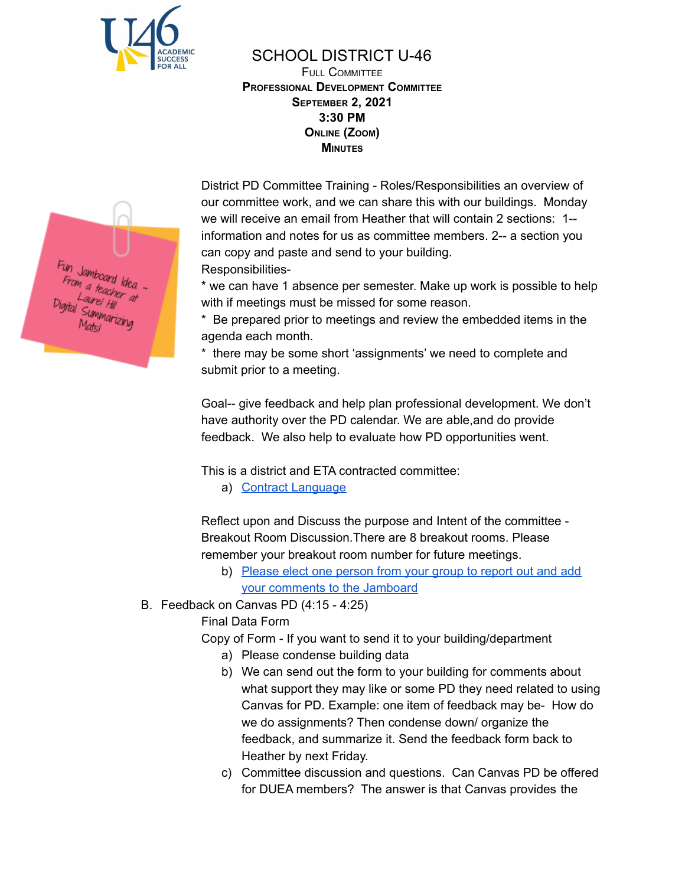# SCHOOL DISTRICT U-46

**Full Committee**
**Professional Development Committee**
**September 2, 2021**
**3:30 PM**
**Online (Zoom)**
**Minutes**

Fun Jamboard Idea - From a teacher at Laurel Hill Digital Summarizing Mats!

District PD Committee Training - Roles/Responsibilities an overview of our committee work, and we can share this with our buildings. Monday we will receive an email from Heather that will contain 2 sections: 1-- information and notes for us as committee members. 2-- a section you can copy and paste and send to your building.

Responsibilities-

* we can have 1 absence per semester. Make up work is possible to help with if meetings must be missed for some reason.
* Be prepared prior to meetings and review the embedded items in the agenda each month.
* there may be some short 'assignments' we need to complete and submit prior to a meeting.

Goal-- give feedback and help plan professional development. We don't have authority over the PD calendar. We are able,and do provide feedback. We also help to evaluate how PD opportunities went.

This is a district and ETA contracted committee:

a) Contract Language

Reflect upon and Discuss the purpose and Intent of the committee - Breakout Room Discussion.There are 8 breakout rooms. Please remember your breakout room number for future meetings.

b) Please elect one person from your group to report out and add your comments to the Jamboard

B. Feedback on Canvas PD (4:15 - 4:25)

Final Data Form

Copy of Form - If you want to send it to your building/department

a) Please condense building data
b) We can send out the form to your building for comments about what support they may like or some PD they need related to using Canvas for PD. Example: one item of feedback may be- How do we do assignments? Then condense down/ organize the feedback, and summarize it. Send the feedback form back to Heather by next Friday.
c) Committee discussion and questions. Can Canvas PD be offered for DUEA members? The answer is that Canvas provides the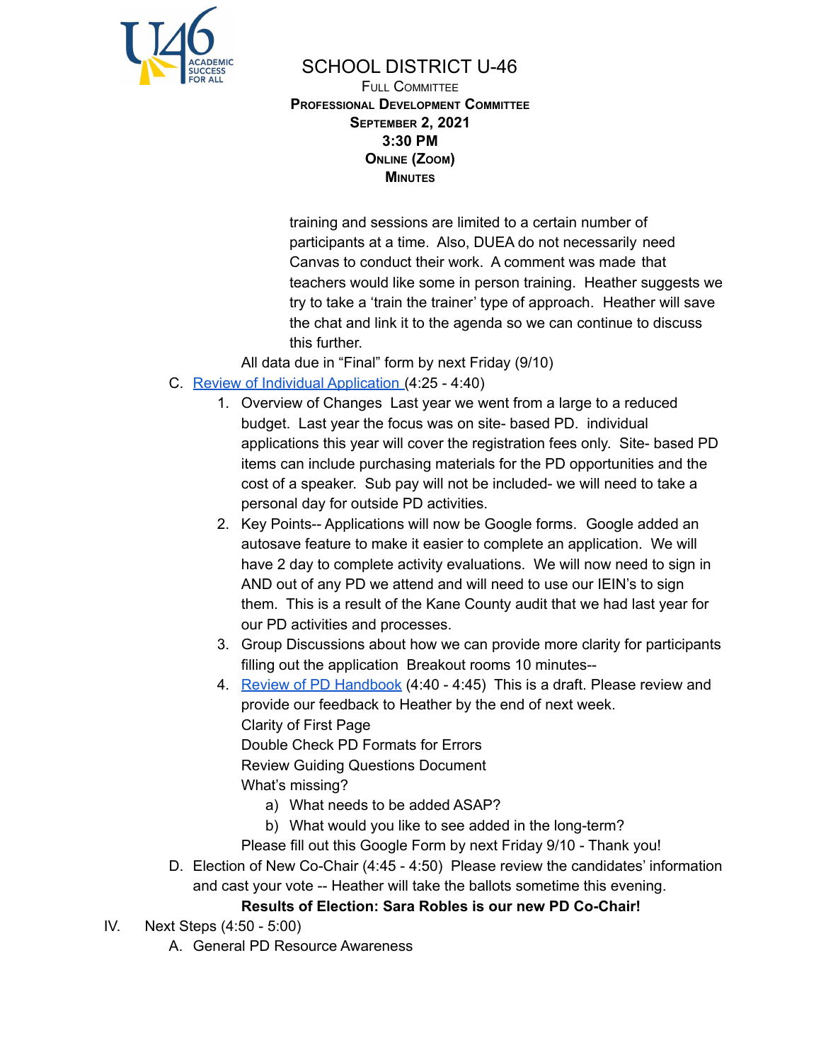SCHOOL DISTRICT U-46
FULL COMMITTEE
**PROFESSIONAL DEVELOPMENT COMMITTEE**
**SEPTEMBER 2, 2021**
**3:30 PM**
**ONLINE (ZOOM)**
**MINUTES**

training and sessions are limited to a certain number of participants at a time. Also, DUEA do not necessarily need Canvas to conduct their work. A comment was made that teachers would like some in person training. Heather suggests we try to take a 'train the trainer' type of approach. Heather will save the chat and link it to the agenda so we can continue to discuss this further.

All data due in "Final" form by next Friday (9/10)

C. Review of Individual Application (4:25 - 4:40)
   1. Overview of Changes Last year we went from a large to a reduced budget. Last year the focus was on site- based PD. individual applications this year will cover the registration fees only. Site- based PD items can include purchasing materials for the PD opportunities and the cost of a speaker. Sub pay will not be included- we will need to take a personal day for outside PD activities.
   2. Key Points-- Applications will now be Google forms. Google added an autosave feature to make it easier to complete an application. We will have 2 day to complete activity evaluations. We will now need to sign in AND out of any PD we attend and will need to use our IEIN's to sign them. This is a result of the Kane County audit that we had last year for our PD activities and processes.
   3. Group Discussions about how we can provide more clarity for participants filling out the application Breakout rooms 10 minutes--
   4. Review of PD Handbook (4:40 - 4:45) This is a draft. Please review and provide our feedback to Heather by the end of next week.
      Clarity of First Page
      Double Check PD Formats for Errors
      Review Guiding Questions Document
      What's missing?
      a) What needs to be added ASAP?
      b) What would you like to see added in the long-term?
      Please fill out this Google Form by next Friday 9/10 - Thank you!

D. Election of New Co-Chair (4:45 - 4:50) Please review the candidates' information and cast your vote -- Heather will take the ballots sometime this evening.

**Results of Election: Sara Robles is our new PD Co-Chair!**

IV. Next Steps (4:50 - 5:00)
   A. General PD Resource Awareness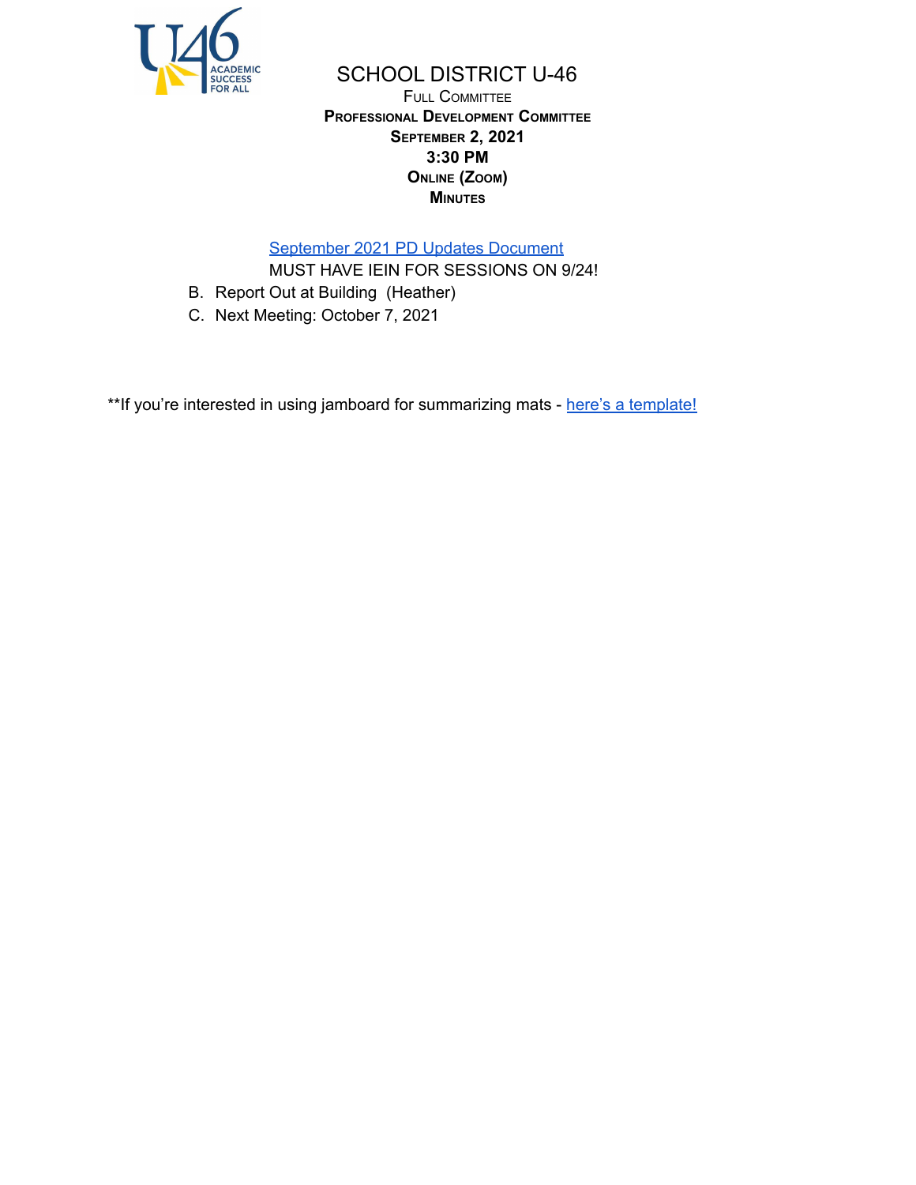# SCHOOL DISTRICT U-46

FULL COMMITTEE

**PROFESSIONAL DEVELOPMENT COMMITTEE**

**SEPTEMBER 2, 2021**

**3:30 PM**

**ONLINE (ZOOM)**

**MINUTES**

September 2021 PD Updates Document

MUST HAVE IEIN FOR SESSIONS ON 9/24!

B. Report Out at Building (Heather)

C. Next Meeting: October 7, 2021

**If you're interested in using jamboard for summarizing mats - here's a template!